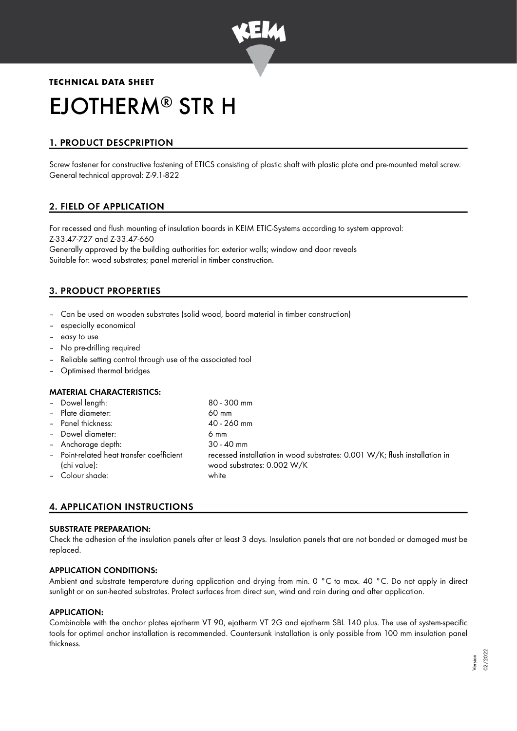**TECHNICAL DATA SHEET**

# EJOTHERM® STR H

## 1. PRODUCT DESCPRIPTION

Screw fastener for constructive fastening of ETICS consisting of plastic shaft with plastic plate and pre-mounted metal screw. General technical approval: Z-9.1-822

## 2. FIELD OF APPLICATION

For recessed and flush mounting of insulation boards in KEIM ETIC-Systems according to system approval:
Z-33.47-727 and Z-33.47-660
Generally approved by the building authorities for: exterior walls; window and door reveals
Suitable for: wood substrates; panel material in timber construction.

## 3. PRODUCT PROPERTIES

- Can be used on wooden substrates (solid wood, board material in timber construction)
- especially economical
- easy to use
- No pre-drilling required
- Reliable setting control through use of the associated tool
- Optimised thermal bridges

### MATERIAL CHARACTERISTICS:

- Dowel length: 80 - 300 mm
- Plate diameter: 60 mm
- Panel thickness: 40 - 260 mm
- Dowel diameter: 6 mm
- Anchorage depth: 30 - 40 mm
- Point-related heat transfer coefficient (chi value): recessed installation in wood substrates: 0.001 W/K; flush installation in wood substrates: 0.002 W/K
- Colour shade: white

## 4. APPLICATION INSTRUCTIONS

### SUBSTRATE PREPARATION:

Check the adhesion of the insulation panels after at least 3 days. Insulation panels that are not bonded or damaged must be replaced.

### APPLICATION CONDITIONS:

Ambient and substrate temperature during application and drying from min. 0 °C to max. 40 °C. Do not apply in direct sunlight or on sun-heated substrates. Protect surfaces from direct sun, wind and rain during and after application.

### APPLICATION:

Combinable with the anchor plates ejotherm VT 90, ejotherm VT 2G and ejotherm SBL 140 plus. The use of system-specific tools for optimal anchor installation is recommended. Countersunk installation is only possible from 100 mm insulation panel thickness.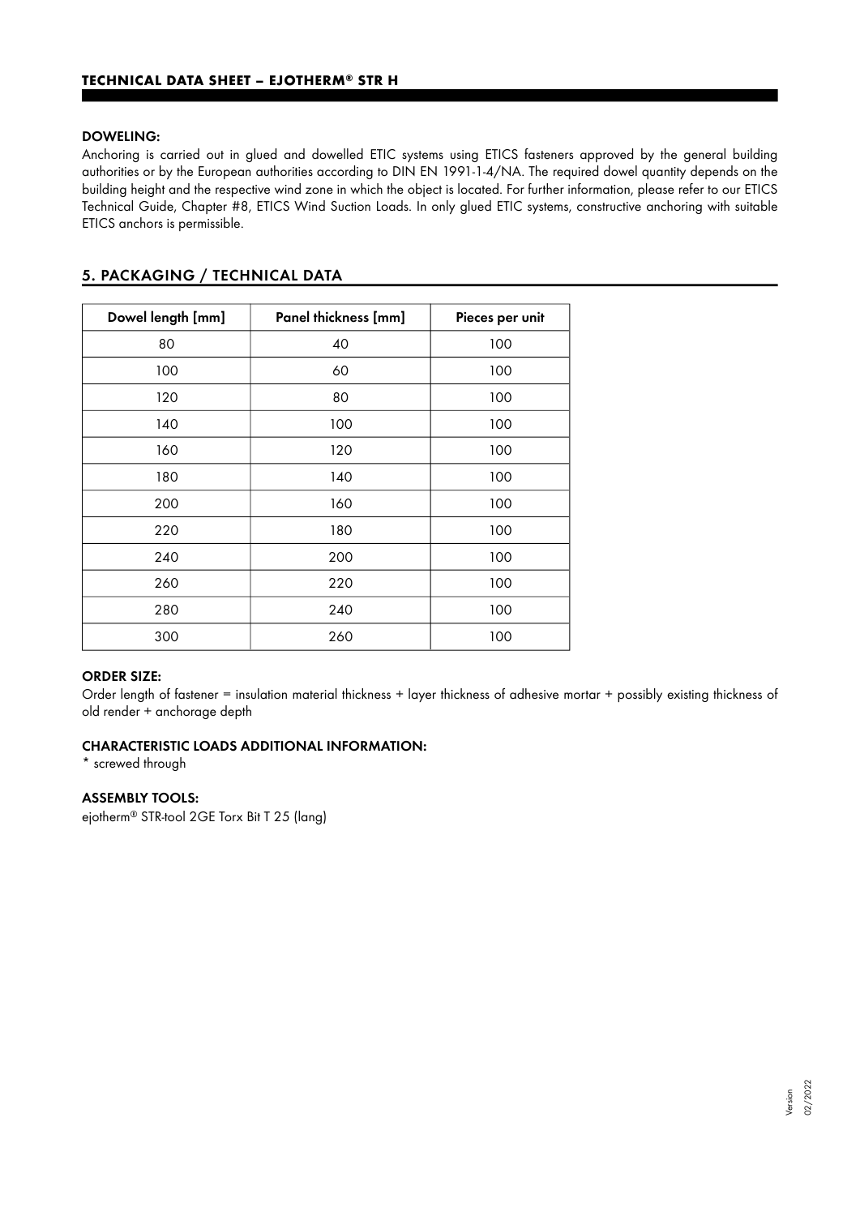### DOWELING:

Anchoring is carried out in glued and dowelled ETIC systems using ETICS fasteners approved by the general building authorities or by the European authorities according to DIN EN 1991-1-4/NA. The required dowel quantity depends on the building height and the respective wind zone in which the object is located. For further information, please refer to our ETICS Technical Guide, Chapter #8, ETICS Wind Suction Loads. In only glued ETIC systems, constructive anchoring with suitable ETICS anchors is permissible.

## 5. PACKAGING / TECHNICAL DATA

| Dowel length [mm] | Panel thickness [mm] | Pieces per unit |
|---|---|---|
| 80 | 40 | 100 |
| 100 | 60 | 100 |
| 120 | 80 | 100 |
| 140 | 100 | 100 |
| 160 | 120 | 100 |
| 180 | 140 | 100 |
| 200 | 160 | 100 |
| 220 | 180 | 100 |
| 240 | 200 | 100 |
| 260 | 220 | 100 |
| 280 | 240 | 100 |
| 300 | 260 | 100 |

### ORDER SIZE:

Order length of fastener = insulation material thickness + layer thickness of adhesive mortar + possibly existing thickness of old render + anchorage depth

### CHARACTERISTIC LOADS ADDITIONAL INFORMATION:

* screwed through

### ASSEMBLY TOOLS:

ejotherm® STR-tool 2GE Torx Bit T 25 (lang)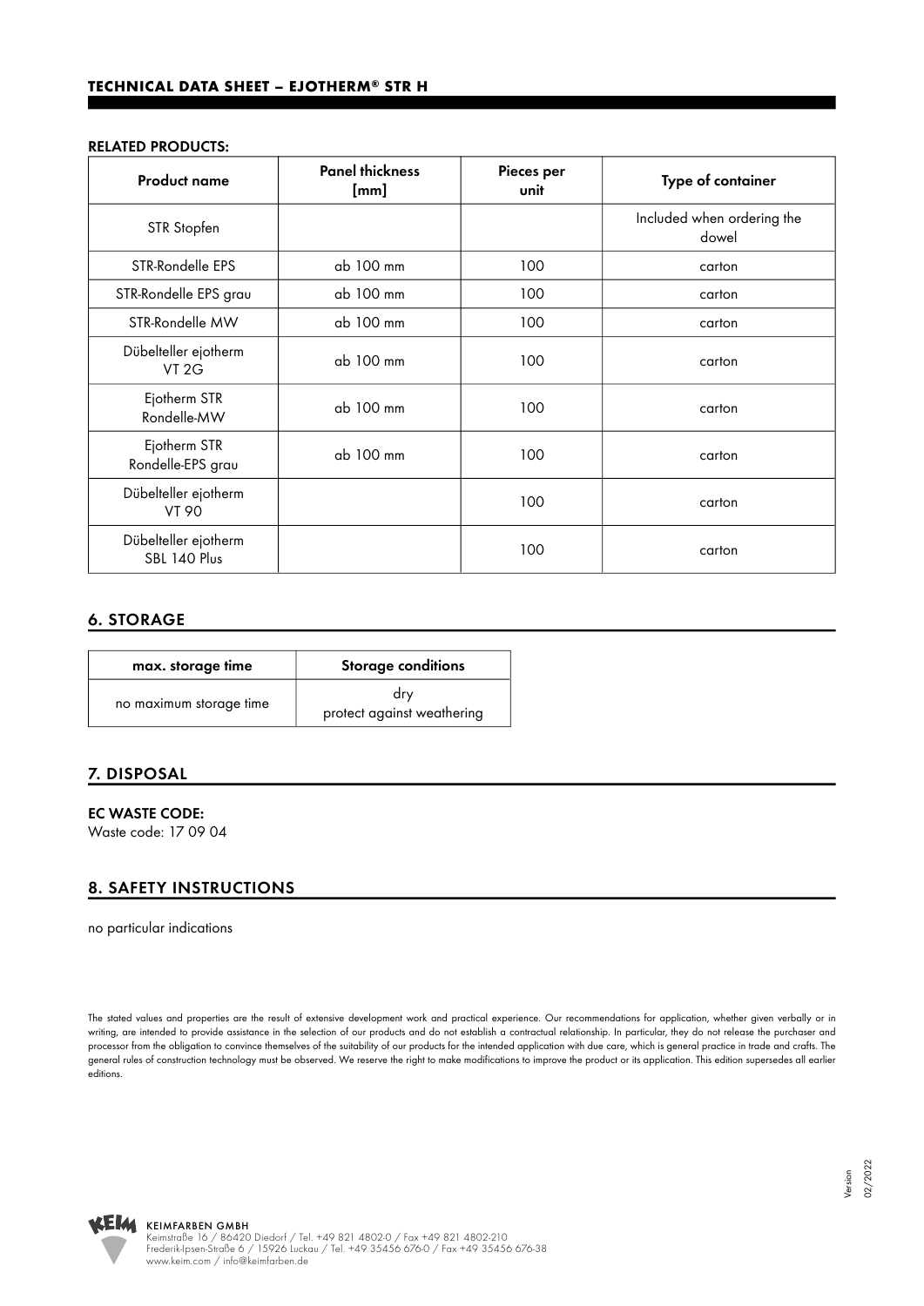**RELATED PRODUCTS:**

| Product name | Panel thickness [mm] | Pieces per unit | Type of container |
|---|---|---|---|
| STR Stopfen | | | Included when ordering the dowel |
| STR-Rondelle EPS | ab 100 mm | 100 | carton |
| STR-Rondelle EPS grau | ab 100 mm | 100 | carton |
| STR-Rondelle MW | ab 100 mm | 100 | carton |
| Dübelteller ejotherm VT 2G | ab 100 mm | 100 | carton |
| Ejotherm STR Rondelle-MW | ab 100 mm | 100 | carton |
| Ejotherm STR Rondelle-EPS grau | ab 100 mm | 100 | carton |
| Dübelteller ejotherm VT 90 | | 100 | carton |
| Dübelteller ejotherm SBL 140 Plus | | 100 | carton |

## 6. STORAGE

| max. storage time | Storage conditions |
|---|---|
| no maximum storage time | dry<br>protect against weathering |

## 7. DISPOSAL

**EC WASTE CODE:**
Waste code: 17 09 04

## 8. SAFETY INSTRUCTIONS

no particular indications

The stated values and properties are the result of extensive development work and practical experience. Our recommendations for application, whether given verbally or in writing, are intended to provide assistance in the selection of our products and do not establish a contractual relationship. In particular, they do not release the purchaser and processor from the obligation to convince themselves of the suitability of our products for the intended application with due care, which is general practice in trade and crafts. The general rules of construction technology must be observed. We reserve the right to make modifications to improve the product or its application. This edition supersedes all earlier editions.

Version 02/2022

**KEIMFARBEN GMBH**
Keimstraße 16 / 86420 Diedorf / Tel. +49 821 4802-0 / Fax +49 821 4802-210
Frederik-Ipsen-Straße 6 / 15926 Luckau / Tel. +49 35456 676-0 / Fax +49 35456 676-38
www.keim.com / info@keimfarben.de